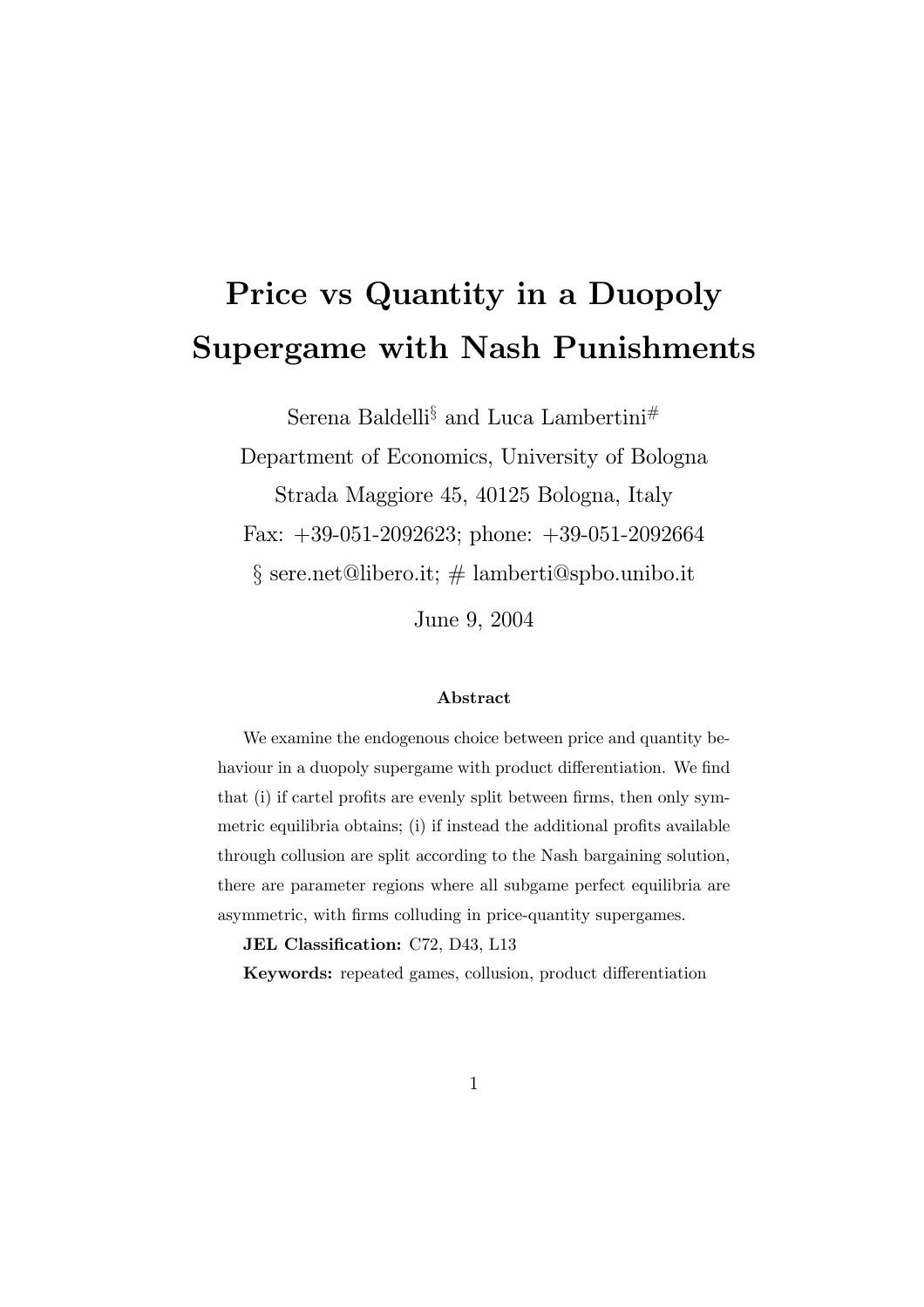# Price vs Quantity in a Duopoly Supergame with Nash Punishments

Serena Baldelli[§] and Luca Lambertini[#]

Department of Economics, University of Bologna

Strada Maggiore 45, 40125 Bologna, Italy

Fax: +39-051-2092623; phone: +39-051-2092664

§ sere.net@libero.it; # lamberti@spbo.unibo.it

June 9, 2004

### Abstract

We examine the endogenous choice between price and quantity behaviour in a duopoly supergame with product differentiation. We find that (i) if cartel profits are evenly split between firms, then only symmetric equilibria obtains; (i) if instead the additional profits available through collusion are split according to the Nash bargaining solution, there are parameter regions where all subgame perfect equilibria are asymmetric, with firms colluding in price-quantity supergames.

**JEL Classification:** C72, D43, L13

**Keywords:** repeated games, collusion, product differentiation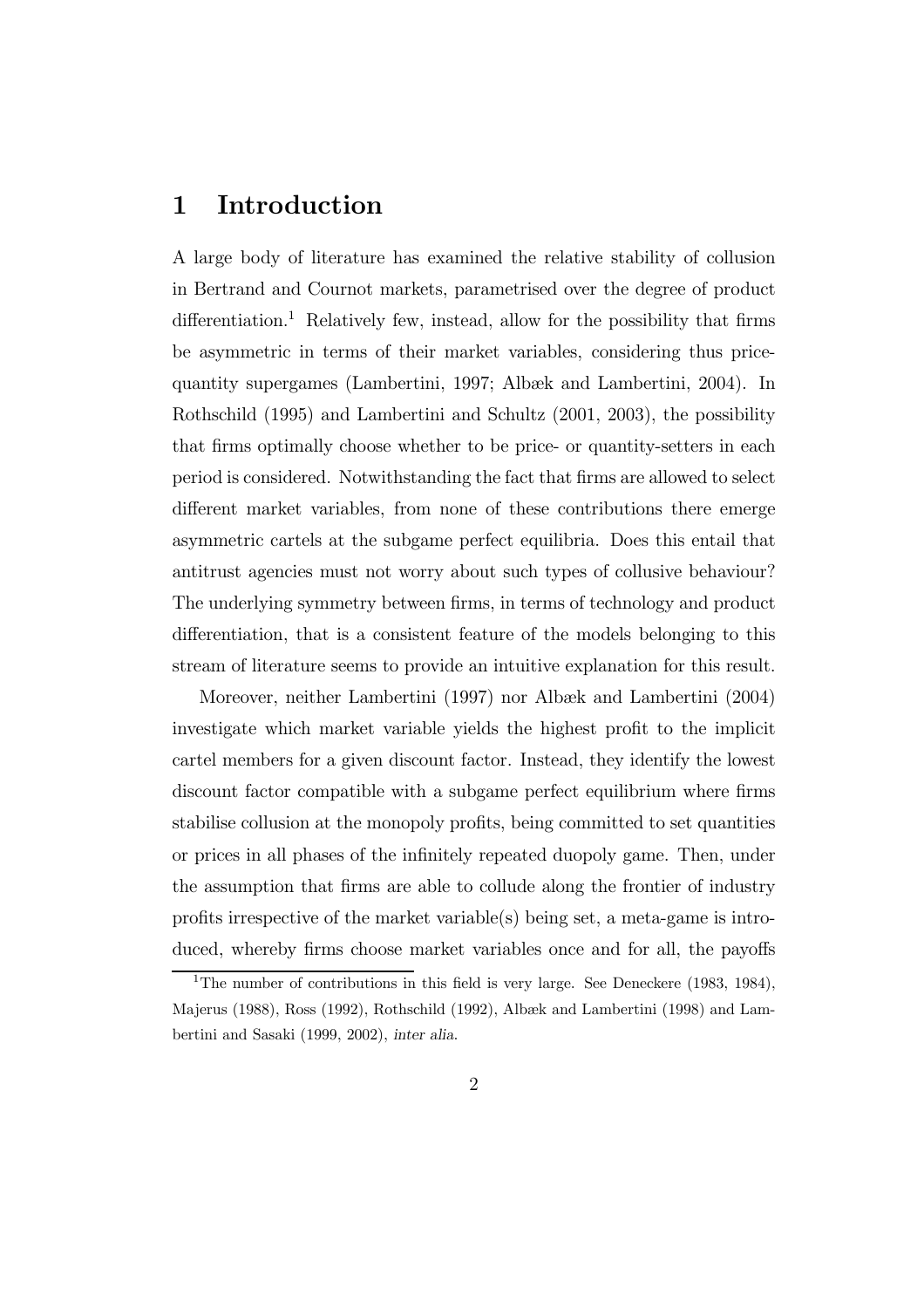# 1 Introduction

A large body of literature has examined the relative stability of collusion in Bertrand and Cournot markets, parametrised over the degree of product differentiation.[1] Relatively few, instead, allow for the possibility that firms be asymmetric in terms of their market variables, considering thus price-quantity supergames (Lambertini, 1997; Albæk and Lambertini, 2004). In Rothschild (1995) and Lambertini and Schultz (2001, 2003), the possibility that firms optimally choose whether to be price- or quantity-setters in each period is considered. Notwithstanding the fact that firms are allowed to select different market variables, from none of these contributions there emerge asymmetric cartels at the subgame perfect equilibria. Does this entail that antitrust agencies must not worry about such types of collusive behaviour? The underlying symmetry between firms, in terms of technology and product differentiation, that is a consistent feature of the models belonging to this stream of literature seems to provide an intuitive explanation for this result.

Moreover, neither Lambertini (1997) nor Albæk and Lambertini (2004) investigate which market variable yields the highest profit to the implicit cartel members for a given discount factor. Instead, they identify the lowest discount factor compatible with a subgame perfect equilibrium where firms stabilise collusion at the monopoly profits, being committed to set quantities or prices in all phases of the infinitely repeated duopoly game. Then, under the assumption that firms are able to collude along the frontier of industry profits irrespective of the market variable(s) being set, a meta-game is introduced, whereby firms choose market variables once and for all, the payoffs

[1] The number of contributions in this field is very large. See Deneckere (1983, 1984), Majerus (1988), Ross (1992), Rothschild (1992), Albæk and Lambertini (1998) and Lambertini and Sasaki (1999, 2002), *inter alia*.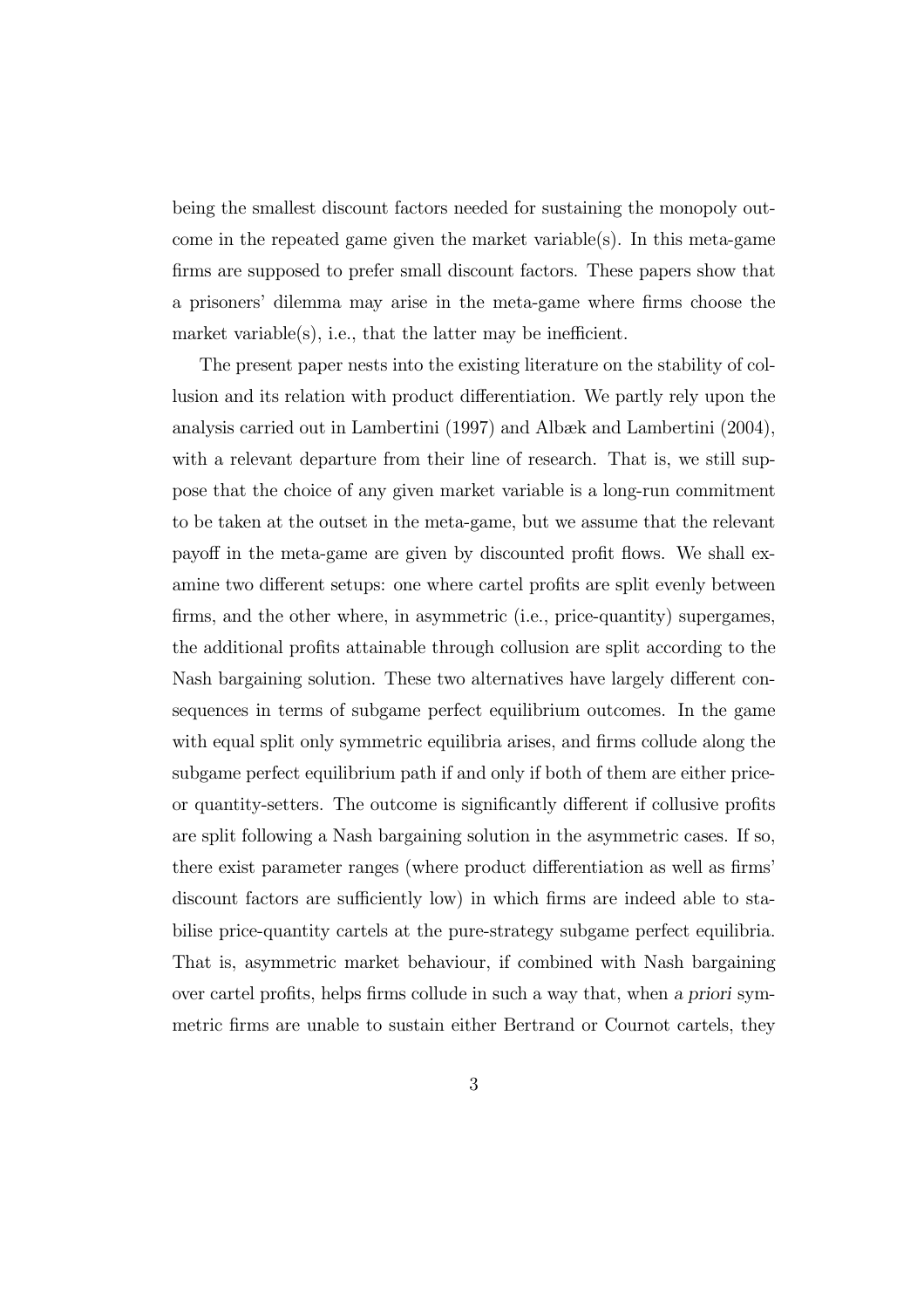being the smallest discount factors needed for sustaining the monopoly outcome in the repeated game given the market variable(s). In this meta-game firms are supposed to prefer small discount factors. These papers show that a prisoners' dilemma may arise in the meta-game where firms choose the market variable(s), i.e., that the latter may be inefficient.

The present paper nests into the existing literature on the stability of collusion and its relation with product differentiation. We partly rely upon the analysis carried out in Lambertini (1997) and Albæk and Lambertini (2004), with a relevant departure from their line of research. That is, we still suppose that the choice of any given market variable is a long-run commitment to be taken at the outset in the meta-game, but we assume that the relevant payoff in the meta-game are given by discounted profit flows. We shall examine two different setups: one where cartel profits are split evenly between firms, and the other where, in asymmetric (i.e., price-quantity) supergames, the additional profits attainable through collusion are split according to the Nash bargaining solution. These two alternatives have largely different consequences in terms of subgame perfect equilibrium outcomes. In the game with equal split only symmetric equilibria arises, and firms collude along the subgame perfect equilibrium path if and only if both of them are either price- or quantity-setters. The outcome is significantly different if collusive profits are split following a Nash bargaining solution in the asymmetric cases. If so, there exist parameter ranges (where product differentiation as well as firms' discount factors are sufficiently low) in which firms are indeed able to stabilise price-quantity cartels at the pure-strategy subgame perfect equilibria. That is, asymmetric market behaviour, if combined with Nash bargaining over cartel profits, helps firms collude in such a way that, when *a priori* symmetric firms are unable to sustain either Bertrand or Cournot cartels, they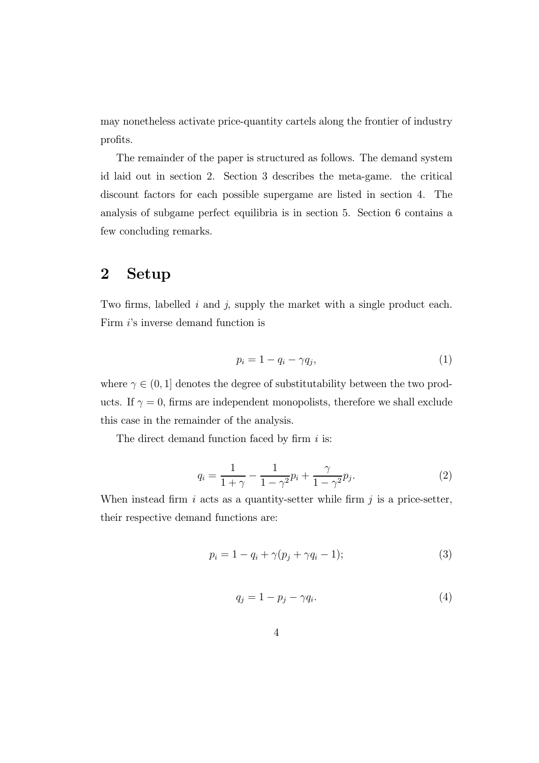may nonetheless activate price-quantity cartels along the frontier of industry profits.

The remainder of the paper is structured as follows. The demand system id laid out in section 2. Section 3 describes the meta-game. the critical discount factors for each possible supergame are listed in section 4. The analysis of subgame perfect equilibria is in section 5. Section 6 contains a few concluding remarks.

## 2 Setup

Two firms, labelled $i$ and $j$, supply the market with a single product each. Firm $i$'s inverse demand function is

$$p_i = 1 - q_i - \gamma q_j, \tag{1}$$

where $\gamma \in (0, 1]$ denotes the degree of substitutability between the two products. If $\gamma = 0$, firms are independent monopolists, therefore we shall exclude this case in the remainder of the analysis.

The direct demand function faced by firm $i$ is:

$$q_i = \frac{1}{1+\gamma} - \frac{1}{1-\gamma^2} p_i + \frac{\gamma}{1-\gamma^2} p_j. \tag{2}$$

When instead firm $i$ acts as a quantity-setter while firm $j$ is a price-setter, their respective demand functions are:

$$p_i = 1 - q_i + \gamma(p_j + \gamma q_i - 1); \tag{3}$$

$$q_j = 1 - p_j - \gamma q_i. \tag{4}$$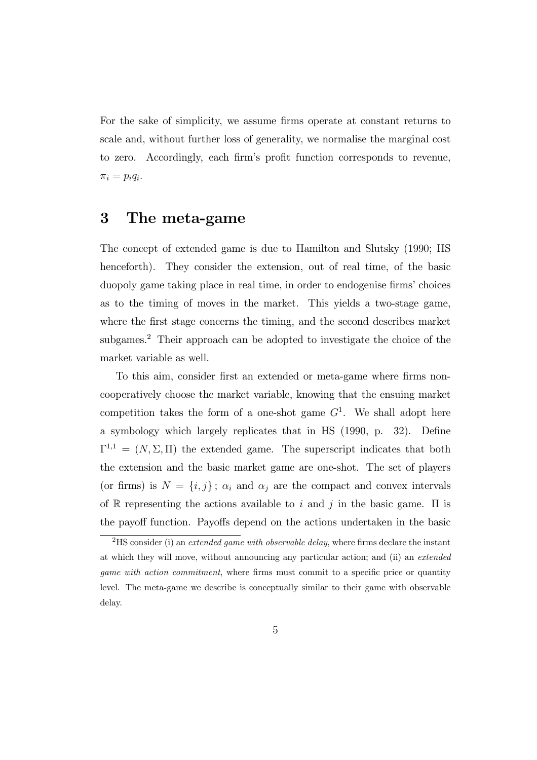For the sake of simplicity, we assume firms operate at constant returns to scale and, without further loss of generality, we normalise the marginal cost to zero. Accordingly, each firm's profit function corresponds to revenue, $\pi_i = p_i q_i$.

## 3 The meta-game

The concept of extended game is due to Hamilton and Slutsky (1990; HS henceforth). They consider the extension, out of real time, of the basic duopoly game taking place in real time, in order to endogenise firms' choices as to the timing of moves in the market. This yields a two-stage game, where the first stage concerns the timing, and the second describes market subgames.[2] Their approach can be adopted to investigate the choice of the market variable as well.

To this aim, consider first an extended or meta-game where firms non-cooperatively choose the market variable, knowing that the ensuing market competition takes the form of a one-shot game $G^1$. We shall adopt here a symbology which largely replicates that in HS (1990, p. 32). Define $\Gamma^{1,1} = (N, \Sigma, \Pi)$ the extended game. The superscript indicates that both the extension and the basic market game are one-shot. The set of players (or firms) is $N = \{i, j\}$; $\alpha_i$ and $\alpha_j$ are the compact and convex intervals of $\mathbb{R}$ representing the actions available to $i$ and $j$ in the basic game. $\Pi$ is the payoff function. Payoffs depend on the actions undertaken in the basic

[2] HS consider (i) an *extended game with observable delay*, where firms declare the instant at which they will move, without announcing any particular action; and (ii) an *extended game with action commitment*, where firms must commit to a specific price or quantity level. The meta-game we describe is conceptually similar to their game with observable delay.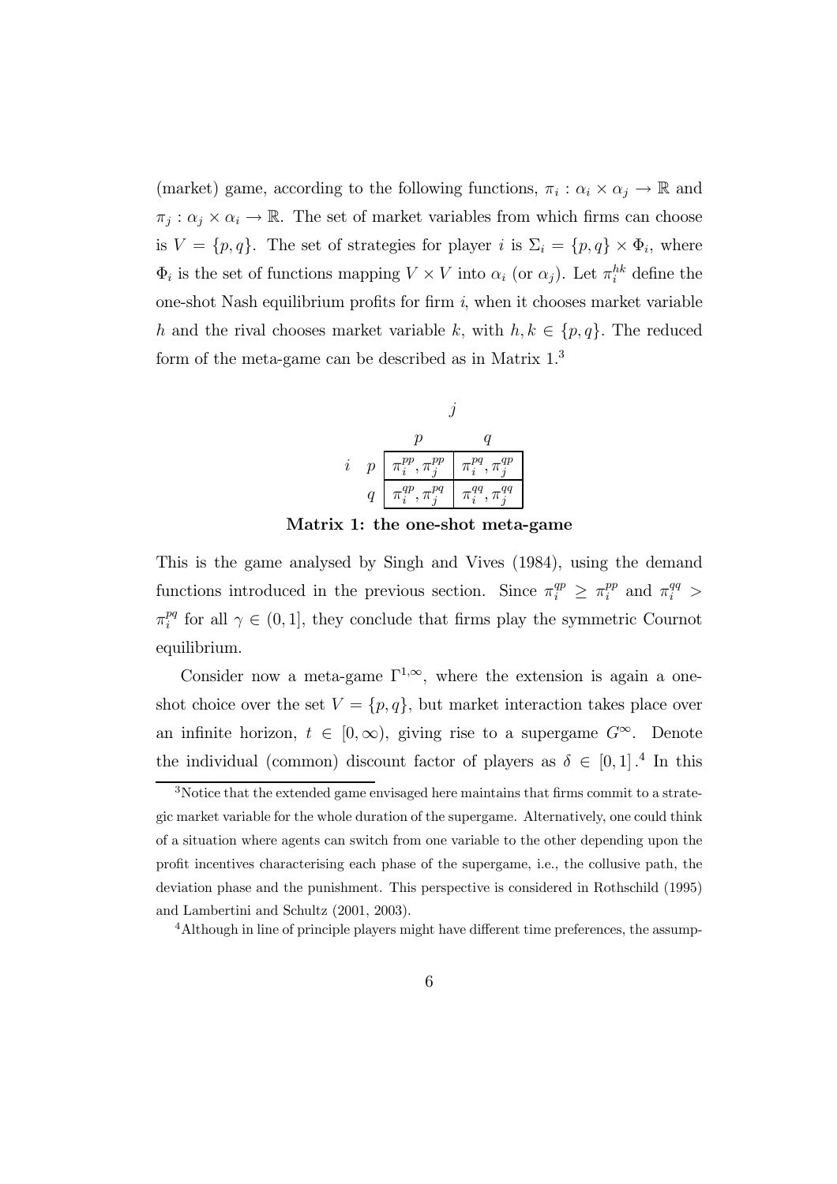(market) game, according to the following functions, $\pi_i : \alpha_i \times \alpha_j \to \mathbb{R}$ and $\pi_j : \alpha_j \times \alpha_i \to \mathbb{R}$. The set of market variables from which firms can choose is $V = \{p, q\}$. The set of strategies for player $i$ is $\Sigma_i = \{p, q\} \times \Phi_i$, where $\Phi_i$ is the set of functions mapping $V \times V$ into $\alpha_i$ (or $\alpha_j$). Let $\pi_i^{hk}$ define the one-shot Nash equilibrium profits for firm $i$, when it chooses market variable $h$ and the rival chooses market variable $k$, with $h, k \in \{p, q\}$. The reduced form of the meta-game can be described as in Matrix 1.[3]

| $i$ \ $j$ | $p$ | $q$ |
|---|---|---|
| $p$ | $\pi_i^{pp}, \pi_j^{pp}$ | $\pi_i^{pq}, \pi_j^{qp}$ |
| $q$ | $\pi_i^{qp}, \pi_j^{pq}$ | $\pi_i^{qq}, \pi_j^{qq}$ |

**Matrix 1: the one-shot meta-game**

This is the game analysed by Singh and Vives (1984), using the demand functions introduced in the previous section. Since $\pi_i^{qp} \geq \pi_i^{pp}$ and $\pi_i^{qq} > \pi_i^{pq}$ for all $\gamma \in (0, 1]$, they conclude that firms play the symmetric Cournot equilibrium.

Consider now a meta-game $\Gamma^{1,\infty}$, where the extension is again a one-shot choice over the set $V = \{p, q\}$, but market interaction takes place over an infinite horizon, $t \in [0, \infty)$, giving rise to a supergame $G^{\infty}$. Denote the individual (common) discount factor of players as $\delta \in [0, 1]$.[4] In this

[3] Notice that the extended game envisaged here maintains that firms commit to a strategic market variable for the whole duration of the supergame. Alternatively, one could think of a situation where agents can switch from one variable to the other depending upon the profit incentives characterising each phase of the supergame, i.e., the collusive path, the deviation phase and the punishment. This perspective is considered in Rothschild (1995) and Lambertini and Schultz (2001, 2003).

[4] Although in line of principle players might have different time preferences, the assump-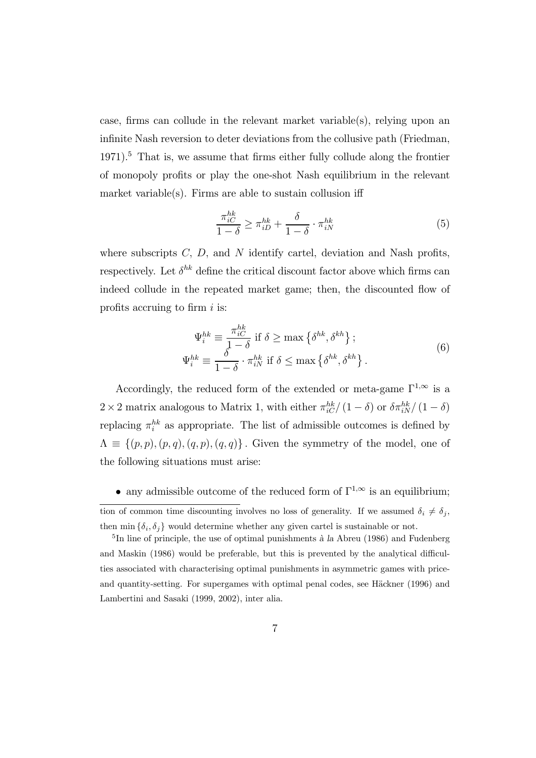case, firms can collude in the relevant market variable(s), relying upon an infinite Nash reversion to deter deviations from the collusive path (Friedman, 1971).[5] That is, we assume that firms either fully collude along the frontier of monopoly profits or play the one-shot Nash equilibrium in the relevant market variable(s). Firms are able to sustain collusion iff

$$\frac{\pi_{iC}^{hk}}{1-\delta} \geq \pi_{iD}^{hk} + \frac{\delta}{1-\delta} \cdot \pi_{iN}^{hk} \tag{5}$$

where subscripts $C$, $D$, and $N$ identify cartel, deviation and Nash profits, respectively. Let $\delta^{hk}$ define the critical discount factor above which firms can indeed collude in the repeated market game; then, the discounted flow of profits accruing to firm $i$ is:

$$\begin{aligned} \Psi_i^{hk} &\equiv \frac{\pi_{iC}^{hk}}{1-\delta} \text{ if } \delta \geq \max\left\{\delta^{hk}, \delta^{kh}\right\}; \\ \Psi_i^{hk} &\equiv \frac{\delta}{1-\delta} \cdot \pi_{iN}^{hk} \text{ if } \delta \leq \max\left\{\delta^{hk}, \delta^{kh}\right\}. \end{aligned} \tag{6}$$

Accordingly, the reduced form of the extended or meta-game $\Gamma^{1,\infty}$ is a $2 \times 2$ matrix analogous to Matrix 1, with either $\pi_{iC}^{hk}/(1-\delta)$ or $\delta\pi_{iN}^{hk}/(1-\delta)$ replacing $\pi_i^{hk}$ as appropriate. The list of admissible outcomes is defined by $\Lambda \equiv \{(p,p),(p,q),(q,p),(q,q)\}$. Given the symmetry of the model, one of the following situations must arise:

- any admissible outcome of the reduced form of $\Gamma^{1,\infty}$ is an equilibrium;

---

tion of common time discounting involves no loss of generality. If we assumed $\delta_i \neq \delta_j$, then $\min\{\delta_i, \delta_j\}$ would determine whether any given cartel is sustainable or not.

[5] In line of principle, the use of optimal punishments *à la* Abreu (1986) and Fudenberg and Maskin (1986) would be preferable, but this is prevented by the analytical difficulties associated with characterising optimal punishments in asymmetric games with price- and quantity-setting. For supergames with optimal penal codes, see Häckner (1996) and Lambertini and Sasaki (1999, 2002), inter alia.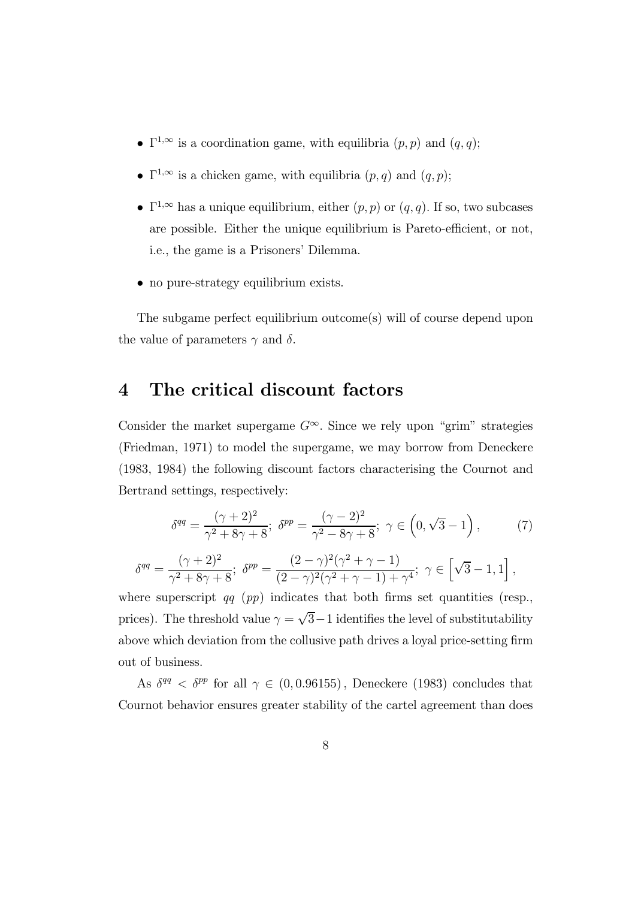- $\Gamma^{1,\infty}$ is a coordination game, with equilibria $(p,p)$ and $(q,q)$;
- $\Gamma^{1,\infty}$ is a chicken game, with equilibria $(p,q)$ and $(q,p)$;
- $\Gamma^{1,\infty}$ has a unique equilibrium, either $(p,p)$ or $(q,q)$. If so, two subcases are possible. Either the unique equilibrium is Pareto-efficient, or not, i.e., the game is a Prisoners' Dilemma.
- no pure-strategy equilibrium exists.

The subgame perfect equilibrium outcome(s) will of course depend upon the value of parameters $\gamma$ and $\delta$.

# 4 The critical discount factors

Consider the market supergame $G^{\infty}$. Since we rely upon "grim" strategies (Friedman, 1971) to model the supergame, we may borrow from Deneckere (1983, 1984) the following discount factors characterising the Cournot and Bertrand settings, respectively:

$$\delta^{qq} = \frac{(\gamma+2)^2}{\gamma^2+8\gamma+8};\ \delta^{pp} = \frac{(\gamma-2)^2}{\gamma^2-8\gamma+8};\ \gamma \in \left(0, \sqrt{3}-1\right), \tag{7}$$

$$\delta^{qq} = \frac{(\gamma+2)^2}{\gamma^2+8\gamma+8};\ \delta^{pp} = \frac{(2-\gamma)^2(\gamma^2+\gamma-1)}{(2-\gamma)^2(\gamma^2+\gamma-1)+\gamma^4};\ \gamma \in \left[\sqrt{3}-1, 1\right],$$

where superscript $qq$ ($pp$) indicates that both firms set quantities (resp., prices). The threshold value $\gamma = \sqrt{3}-1$ identifies the level of substitutability above which deviation from the collusive path drives a loyal price-setting firm out of business.

As $\delta^{qq} < \delta^{pp}$ for all $\gamma \in (0, 0.96155)$, Deneckere (1983) concludes that Cournot behavior ensures greater stability of the cartel agreement than does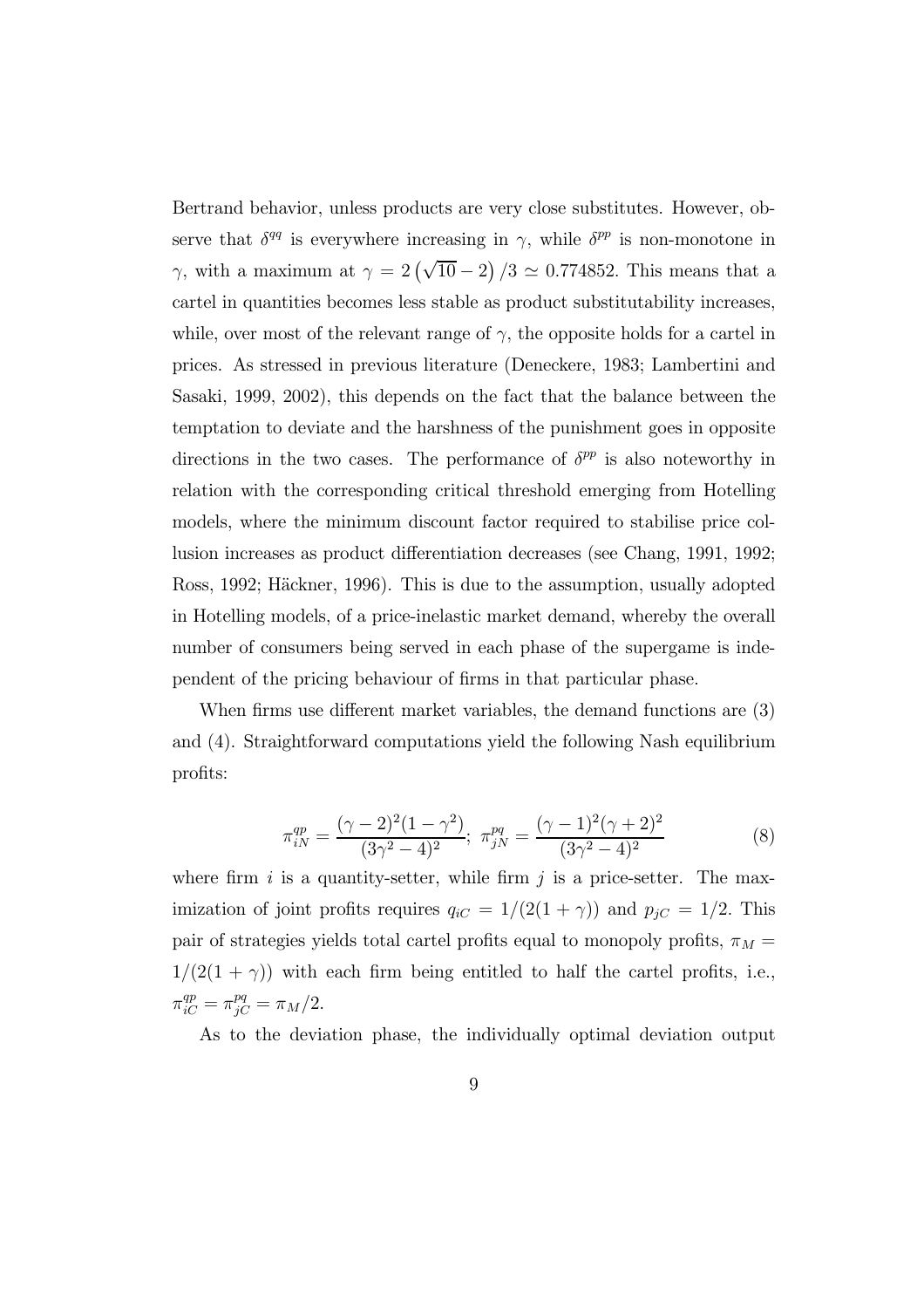Bertrand behavior, unless products are very close substitutes. However, observe that $\delta^{qq}$ is everywhere increasing in $\gamma$, while $\delta^{pp}$ is non-monotone in $\gamma$, with a maximum at $\gamma = 2\left(\sqrt{10}-2\right)/3 \simeq 0.774852$. This means that a cartel in quantities becomes less stable as product substitutability increases, while, over most of the relevant range of $\gamma$, the opposite holds for a cartel in prices. As stressed in previous literature (Deneckere, 1983; Lambertini and Sasaki, 1999, 2002), this depends on the fact that the balance between the temptation to deviate and the harshness of the punishment goes in opposite directions in the two cases. The performance of $\delta^{pp}$ is also noteworthy in relation with the corresponding critical threshold emerging from Hotelling models, where the minimum discount factor required to stabilise price collusion increases as product differentiation decreases (see Chang, 1991, 1992; Ross, 1992; Häckner, 1996). This is due to the assumption, usually adopted in Hotelling models, of a price-inelastic market demand, whereby the overall number of consumers being served in each phase of the supergame is independent of the pricing behaviour of firms in that particular phase.

When firms use different market variables, the demand functions are (3) and (4). Straightforward computations yield the following Nash equilibrium profits:

$$\pi_{iN}^{qp} = \frac{(\gamma-2)^2(1-\gamma^2)}{(3\gamma^2-4)^2};\ \pi_{jN}^{pq} = \frac{(\gamma-1)^2(\gamma+2)^2}{(3\gamma^2-4)^2} \tag{8}$$

where firm $i$ is a quantity-setter, while firm $j$ is a price-setter. The maximization of joint profits requires $q_{iC} = 1/(2(1+\gamma))$ and $p_{jC} = 1/2$. This pair of strategies yields total cartel profits equal to monopoly profits, $\pi_M = 1/(2(1+\gamma))$ with each firm being entitled to half the cartel profits, i.e., $\pi_{iC}^{qp} = \pi_{jC}^{pq} = \pi_M/2$.

As to the deviation phase, the individually optimal deviation output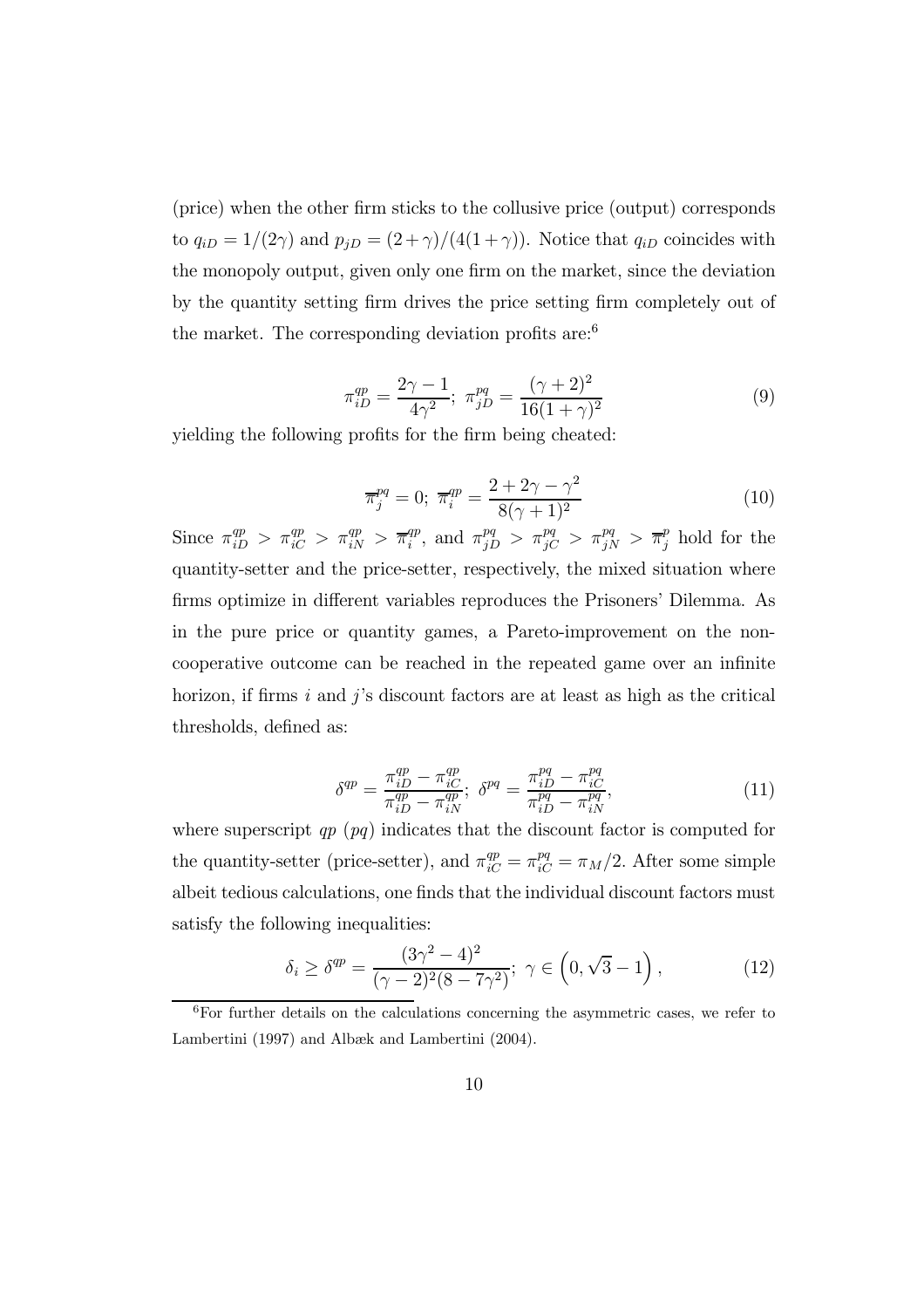(price) when the other firm sticks to the collusive price (output) corresponds to $q_{iD} = 1/(2\gamma)$ and $p_{jD} = (2+\gamma)/(4(1+\gamma))$. Notice that $q_{iD}$ coincides with the monopoly output, given only one firm on the market, since the deviation by the quantity setting firm drives the price setting firm completely out of the market. The corresponding deviation profits are:[6]

$$\pi_{iD}^{qp} = \frac{2\gamma - 1}{4\gamma^2};\ \pi_{jD}^{pq} = \frac{(\gamma+2)^2}{16(1+\gamma)^2} \tag{9}$$

yielding the following profits for the firm being cheated:

$$\overline{\pi}_j^{pq} = 0;\ \overline{\pi}_i^{qp} = \frac{2 + 2\gamma - \gamma^2}{8(\gamma+1)^2} \tag{10}$$

Since $\pi_{iD}^{qp} > \pi_{iC}^{qp} > \pi_{iN}^{qp} > \overline{\pi}_i^{qp}$, and $\pi_{jD}^{pq} > \pi_{jC}^{pq} > \pi_{jN}^{pq} > \overline{\pi}_j^{p}$ hold for the quantity-setter and the price-setter, respectively, the mixed situation where firms optimize in different variables reproduces the Prisoners' Dilemma. As in the pure price or quantity games, a Pareto-improvement on the non-cooperative outcome can be reached in the repeated game over an infinite horizon, if firms $i$ and $j$'s discount factors are at least as high as the critical thresholds, defined as:

$$\delta^{qp} = \frac{\pi_{iD}^{qp} - \pi_{iC}^{qp}}{\pi_{iD}^{qp} - \pi_{iN}^{qp}};\ \delta^{pq} = \frac{\pi_{iD}^{pq} - \pi_{iC}^{pq}}{\pi_{iD}^{pq} - \pi_{iN}^{pq}}, \tag{11}$$

where superscript $qp$ ($pq$) indicates that the discount factor is computed for the quantity-setter (price-setter), and $\pi_{iC}^{qp} = \pi_{iC}^{pq} = \pi_M/2$. After some simple albeit tedious calculations, one finds that the individual discount factors must satisfy the following inequalities:

$$\delta_i \geq \delta^{qp} = \frac{(3\gamma^2 - 4)^2}{(\gamma - 2)^2(8 - 7\gamma^2)};\ \gamma \in \left(0, \sqrt{3} - 1\right), \tag{12}$$

[6] For further details on the calculations concerning the asymmetric cases, we refer to Lambertini (1997) and Albæk and Lambertini (2004).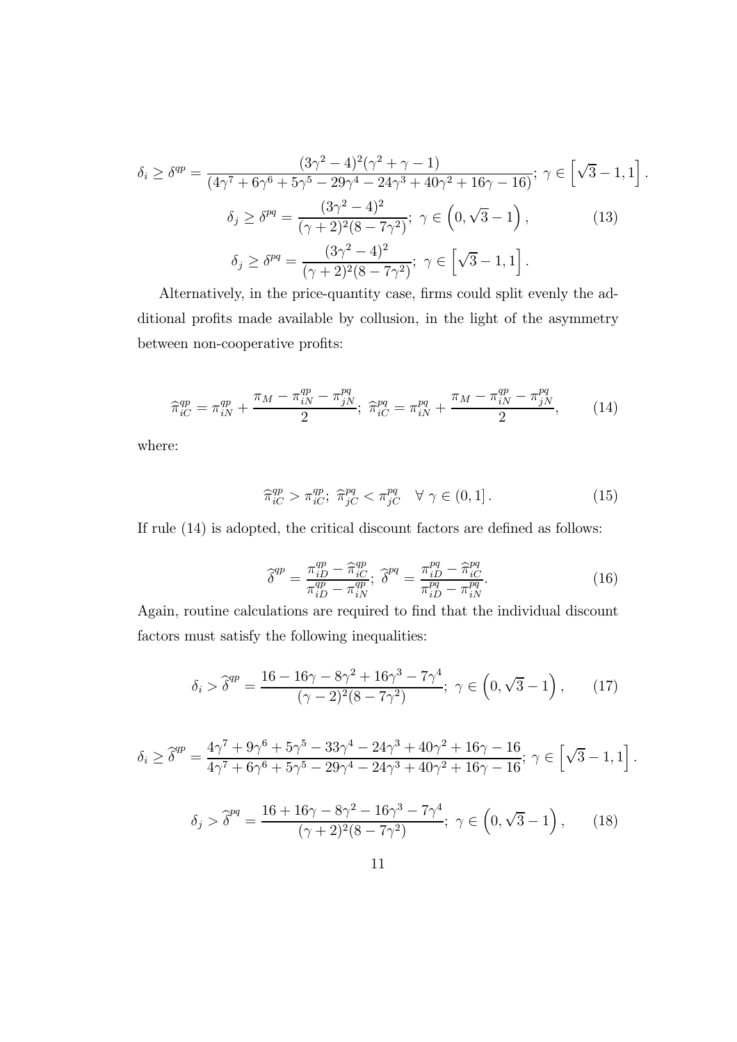$$\delta_i \geq \delta^{qp} = \frac{(3\gamma^2-4)^2(\gamma^2+\gamma-1)}{(4\gamma^7+6\gamma^6+5\gamma^5-29\gamma^4-24\gamma^3+40\gamma^2+16\gamma-16)};\ \gamma \in \left[\sqrt{3}-1, 1\right].$$

$$\delta_j \geq \delta^{pq} = \frac{(3\gamma^2-4)^2}{(\gamma+2)^2(8-7\gamma^2)};\ \gamma \in \left(0, \sqrt{3}-1\right), \tag{13}$$

$$\delta_j \geq \delta^{pq} = \frac{(3\gamma^2-4)^2}{(\gamma+2)^2(8-7\gamma^2)};\ \gamma \in \left[\sqrt{3}-1, 1\right].$$

Alternatively, in the price-quantity case, firms could split evenly the additional profits made available by collusion, in the light of the asymmetry between non-cooperative profits:

$$\widehat{\pi}_{iC}^{qp} = \pi_{iN}^{qp} + \frac{\pi_M - \pi_{iN}^{qp} - \pi_{jN}^{pq}}{2};\ \widehat{\pi}_{iC}^{pq} = \pi_{iN}^{pq} + \frac{\pi_M - \pi_{iN}^{qp} - \pi_{jN}^{pq}}{2}, \tag{14}$$

where:

$$\widehat{\pi}_{iC}^{qp} > \pi_{iC}^{qp};\ \widehat{\pi}_{jC}^{pq} < \pi_{jC}^{pq} \quad \forall\ \gamma \in (0,1]. \tag{15}$$

If rule (14) is adopted, the critical discount factors are defined as follows:

$$\widehat{\delta}^{qp} = \frac{\pi_{iD}^{qp} - \widehat{\pi}_{iC}^{qp}}{\pi_{iD}^{qp} - \pi_{iN}^{qp}};\ \widehat{\delta}^{pq} = \frac{\pi_{iD}^{pq} - \widehat{\pi}_{iC}^{pq}}{\pi_{iD}^{pq} - \pi_{iN}^{pq}}. \tag{16}$$

Again, routine calculations are required to find that the individual discount factors must satisfy the following inequalities:

$$\delta_i > \widehat{\delta}^{qp} = \frac{16-16\gamma-8\gamma^2+16\gamma^3-7\gamma^4}{(\gamma-2)^2(8-7\gamma^2)};\ \gamma \in \left(0, \sqrt{3}-1\right), \tag{17}$$

$$\delta_i \geq \widehat{\delta}^{qp} = \frac{4\gamma^7+9\gamma^6+5\gamma^5-33\gamma^4-24\gamma^3+40\gamma^2+16\gamma-16}{4\gamma^7+6\gamma^6+5\gamma^5-29\gamma^4-24\gamma^3+40\gamma^2+16\gamma-16};\ \gamma \in \left[\sqrt{3}-1, 1\right].$$

$$\delta_j > \widehat{\delta}^{pq} = \frac{16+16\gamma-8\gamma^2-16\gamma^3-7\gamma^4}{(\gamma+2)^2(8-7\gamma^2)};\ \gamma \in \left(0, \sqrt{3}-1\right), \tag{18}$$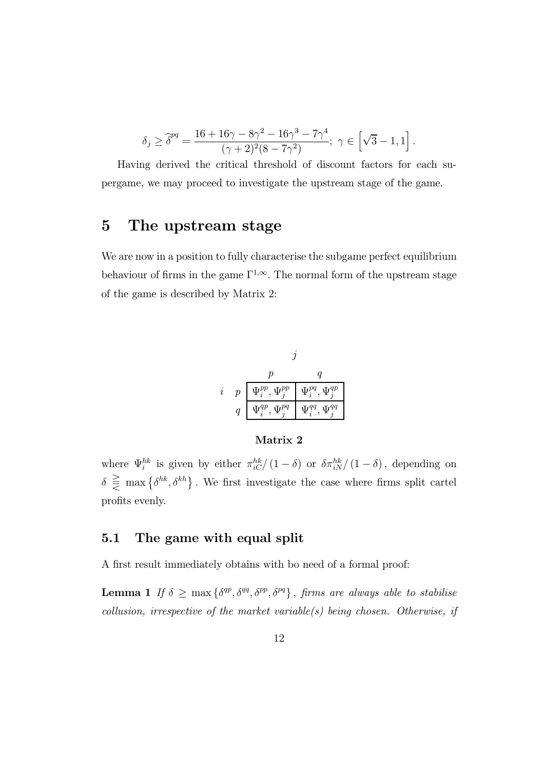$$\delta_j \geq \widehat{\delta}^{pq} = \frac{16 + 16\gamma - 8\gamma^2 - 16\gamma^3 - 7\gamma^4}{(\gamma + 2)^2(8 - 7\gamma^2)};\ \gamma \in \left[\sqrt{3} - 1, 1\right].$$

Having derived the critical threshold of discount factors for each supergame, we may proceed to investigate the upstream stage of the game.

# 5 The upstream stage

We are now in a position to fully characterise the subgame perfect equilibrium behaviour of firms in the game $\Gamma^{1,\infty}$. The normal form of the upstream stage of the game is described by Matrix 2:

| | | $j$ | |
|---|---|---|---|
| | | $p$ | $q$ |
| $i$ | $p$ | $\Psi_i^{pp}, \Psi_j^{pp}$ | $\Psi_i^{pq}, \Psi_j^{qp}$ |
| | $q$ | $\Psi_i^{qp}, \Psi_j^{pq}$ | $\Psi_i^{qq}, \Psi_j^{qq}$ |

**Matrix 2**

where $\Psi_i^{hk}$ is given by either $\pi_{iC}^{hk}/(1-\delta)$ or $\delta\pi_{iN}^{hk}/(1-\delta)$, depending on $\delta \gtreqless \max\left\{\delta^{hk}, \delta^{kh}\right\}$. We first investigate the case where firms split cartel profits evenly.

## 5.1 The game with equal split

A first result immediately obtains with bo need of a formal proof:

**Lemma 1** *If $\delta \geq \max\left\{\delta^{qp}, \delta^{qq}, \delta^{pp}, \delta^{pq}\right\}$, firms are always able to stabilise collusion, irrespective of the market variable(s) being chosen. Otherwise, if*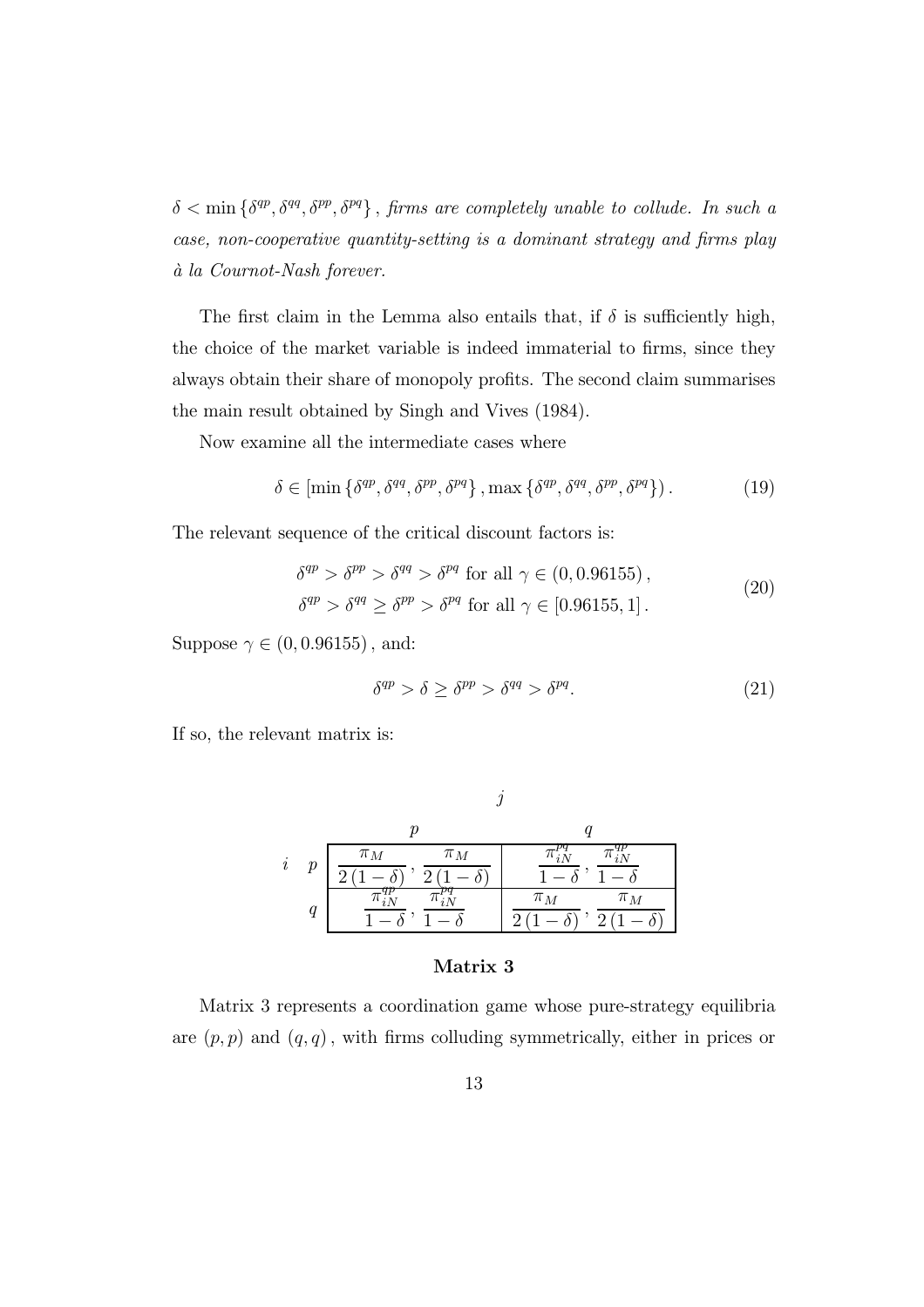$\delta < \min\{\delta^{qp}, \delta^{qq}, \delta^{pp}, \delta^{pq}\}$, *firms are completely unable to collude. In such a case, non-cooperative quantity-setting is a dominant strategy and firms play à la Cournot-Nash forever.*

The first claim in the Lemma also entails that, if $\delta$ is sufficiently high, the choice of the market variable is indeed immaterial to firms, since they always obtain their share of monopoly profits. The second claim summarises the main result obtained by Singh and Vives (1984).

Now examine all the intermediate cases where

$$\delta \in [\min\{\delta^{qp}, \delta^{qq}, \delta^{pp}, \delta^{pq}\}, \max\{\delta^{qp}, \delta^{qq}, \delta^{pp}, \delta^{pq}\}). \tag{19}$$

The relevant sequence of the critical discount factors is:

$$\begin{aligned} &\delta^{qp} > \delta^{pp} > \delta^{qq} > \delta^{pq} \text{ for all } \gamma \in (0, 0.96155), \\ &\delta^{qp} > \delta^{qq} \geq \delta^{pp} > \delta^{pq} \text{ for all } \gamma \in [0.96155, 1]. \end{aligned} \tag{20}$$

Suppose $\gamma \in (0, 0.96155)$, and:

$$\delta^{qp} > \delta \geq \delta^{pp} > \delta^{qq} > \delta^{pq}. \tag{21}$$

If so, the relevant matrix is:

| $i \backslash j$ | $p$ | $q$ |
|---|---|---|
| $p$ | $\frac{\pi_M}{2(1-\delta)}, \frac{\pi_M}{2(1-\delta)}$ | $\frac{\pi_{iN}^{pq}}{1-\delta}, \frac{\pi_{iN}^{qp}}{1-\delta}$ |
| $q$ | $\frac{\pi_{iN}^{qp}}{1-\delta}, \frac{\pi_{iN}^{pq}}{1-\delta}$ | $\frac{\pi_M}{2(1-\delta)}, \frac{\pi_M}{2(1-\delta)}$ |

**Matrix 3**

Matrix 3 represents a coordination game whose pure-strategy equilibria are $(p, p)$ and $(q, q)$, with firms colluding symmetrically, either in prices or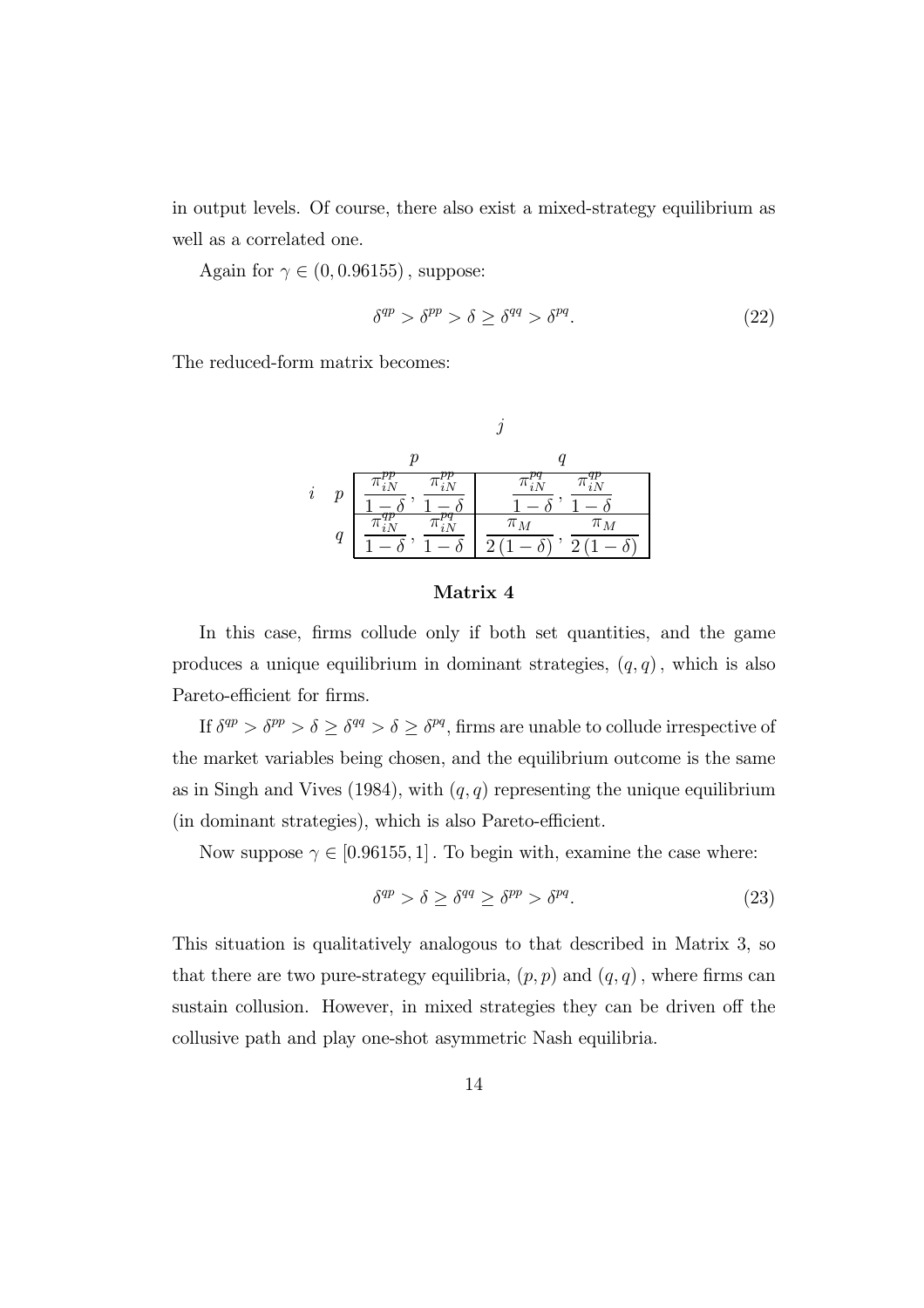in output levels. Of course, there also exist a mixed-strategy equilibrium as well as a correlated one.

Again for $\gamma \in (0, 0.96155)$, suppose:

$$\delta^{qp} > \delta^{pp} > \delta \geq \delta^{qq} > \delta^{pq}. \tag{22}$$

The reduced-form matrix becomes:

| | | $j$ | |
|---|---|---|---|
| | | $p$ | $q$ |
| $i$ | $p$ | $\dfrac{\pi_{iN}^{pp}}{1-\delta}, \dfrac{\pi_{iN}^{pp}}{1-\delta}$ | $\dfrac{\pi_{iN}^{pq}}{1-\delta}, \dfrac{\pi_{iN}^{qp}}{1-\delta}$ |
| | $q$ | $\dfrac{\pi_{iN}^{qp}}{1-\delta}, \dfrac{\pi_{iN}^{pq}}{1-\delta}$ | $\dfrac{\pi_M}{2(1-\delta)}, \dfrac{\pi_M}{2(1-\delta)}$ |

**Matrix 4**

In this case, firms collude only if both set quantities, and the game produces a unique equilibrium in dominant strategies, $(q, q)$, which is also Pareto-efficient for firms.

If $\delta^{qp} > \delta^{pp} > \delta \geq \delta^{qq} > \delta \geq \delta^{pq}$, firms are unable to collude irrespective of the market variables being chosen, and the equilibrium outcome is the same as in Singh and Vives (1984), with $(q, q)$ representing the unique equilibrium (in dominant strategies), which is also Pareto-efficient.

Now suppose $\gamma \in [0.96155, 1]$. To begin with, examine the case where:

$$\delta^{qp} > \delta \geq \delta^{qq} \geq \delta^{pp} > \delta^{pq}. \tag{23}$$

This situation is qualitatively analogous to that described in Matrix 3, so that there are two pure-strategy equilibria, $(p, p)$ and $(q, q)$, where firms can sustain collusion. However, in mixed strategies they can be driven off the collusive path and play one-shot asymmetric Nash equilibria.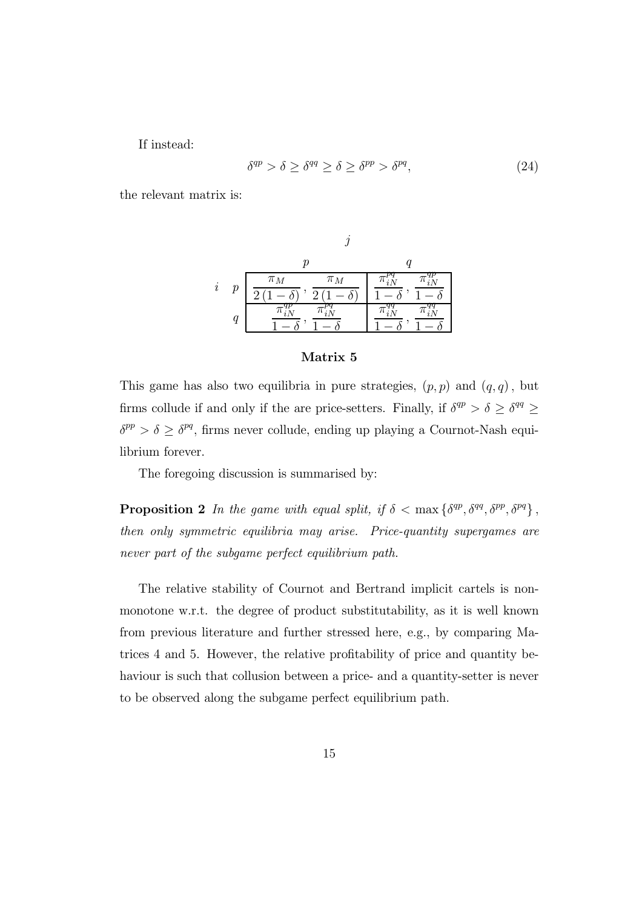If instead:

$$\delta^{qp} > \delta \geq \delta^{qq} \geq \delta \geq \delta^{pp} > \delta^{pq}, \tag{24}$$

the relevant matrix is:

| | | $j$ | |
|---|---|---|---|
| | | $p$ | $q$ |
| $i$ | $p$ | $\dfrac{\pi_M}{2(1-\delta)}, \dfrac{\pi_M}{2(1-\delta)}$ | $\dfrac{\pi_{iN}^{pq}}{1-\delta}, \dfrac{\pi_{iN}^{qp}}{1-\delta}$ |
| | $q$ | $\dfrac{\pi_{iN}^{qp}}{1-\delta}, \dfrac{\pi_{iN}^{pq}}{1-\delta}$ | $\dfrac{\pi_{iN}^{qq}}{1-\delta}, \dfrac{\pi_{iN}^{qq}}{1-\delta}$ |

**Matrix 5**

This game has also two equilibria in pure strategies, $(p,p)$ and $(q,q)$, but firms collude if and only if the are price-setters. Finally, if $\delta^{qp} > \delta \geq \delta^{qq} \geq \delta^{pp} > \delta \geq \delta^{pq}$, firms never collude, ending up playing a Cournot-Nash equilibrium forever.

The foregoing discussion is summarised by:

**Proposition 2** *In the game with equal split, if $\delta < \max\{\delta^{qp}, \delta^{qq}, \delta^{pp}, \delta^{pq}\}$, then only symmetric equilibria may arise. Price-quantity supergames are never part of the subgame perfect equilibrium path.*

The relative stability of Cournot and Bertrand implicit cartels is non-monotone w.r.t. the degree of product substitutability, as it is well known from previous literature and further stressed here, e.g., by comparing Matrices 4 and 5. However, the relative profitability of price and quantity behaviour is such that collusion between a price- and a quantity-setter is never to be observed along the subgame perfect equilibrium path.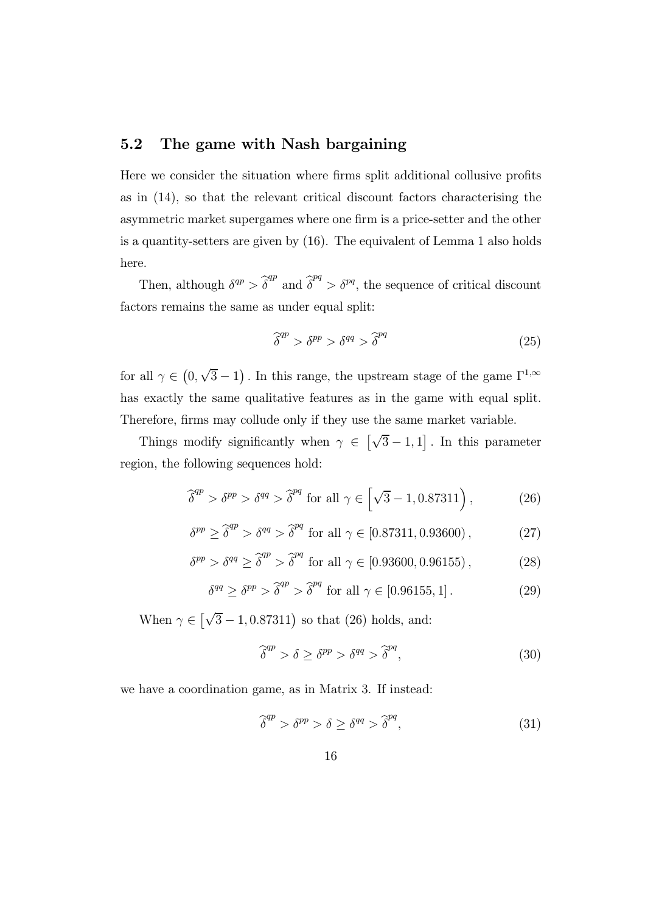## 5.2 The game with Nash bargaining

Here we consider the situation where firms split additional collusive profits as in (14), so that the relevant critical discount factors characterising the asymmetric market supergames where one firm is a price-setter and the other is a quantity-setters are given by (16). The equivalent of Lemma 1 also holds here.

Then, although $\delta^{qp} > \widehat{\delta}^{qp}$ and $\widehat{\delta}^{pq} > \delta^{pq}$, the sequence of critical discount factors remains the same as under equal split:

$$\widehat{\delta}^{qp} > \delta^{pp} > \delta^{qq} > \widehat{\delta}^{pq} \tag{25}$$

for all $\gamma \in \left(0, \sqrt{3}-1\right)$. In this range, the upstream stage of the game $\Gamma^{1,\infty}$ has exactly the same qualitative features as in the game with equal split. Therefore, firms may collude only if they use the same market variable.

Things modify significantly when $\gamma \in \left[\sqrt{3}-1, 1\right]$. In this parameter region, the following sequences hold:

$$\widehat{\delta}^{qp} > \delta^{pp} > \delta^{qq} > \widehat{\delta}^{pq} \text{ for all } \gamma \in \left[\sqrt{3}-1, 0.87311\right), \tag{26}$$

$$\delta^{pp} \geq \widehat{\delta}^{qp} > \delta^{qq} > \widehat{\delta}^{pq} \text{ for all } \gamma \in [0.87311, 0.93600), \tag{27}$$

$$\delta^{pp} > \delta^{qq} \geq \widehat{\delta}^{qp} > \widehat{\delta}^{pq} \text{ for all } \gamma \in [0.93600, 0.96155), \tag{28}$$

$$\delta^{qq} \geq \delta^{pp} > \widehat{\delta}^{qp} > \widehat{\delta}^{pq} \text{ for all } \gamma \in [0.96155, 1]. \tag{29}$$

When $\gamma \in \left[\sqrt{3}-1, 0.87311\right)$ so that (26) holds, and:

$$\widehat{\delta}^{qp} > \delta \geq \delta^{pp} > \delta^{qq} > \widehat{\delta}^{pq}, \tag{30}$$

we have a coordination game, as in Matrix 3. If instead:

$$\widehat{\delta}^{qp} > \delta^{pp} > \delta \geq \delta^{qq} > \widehat{\delta}^{pq}, \tag{31}$$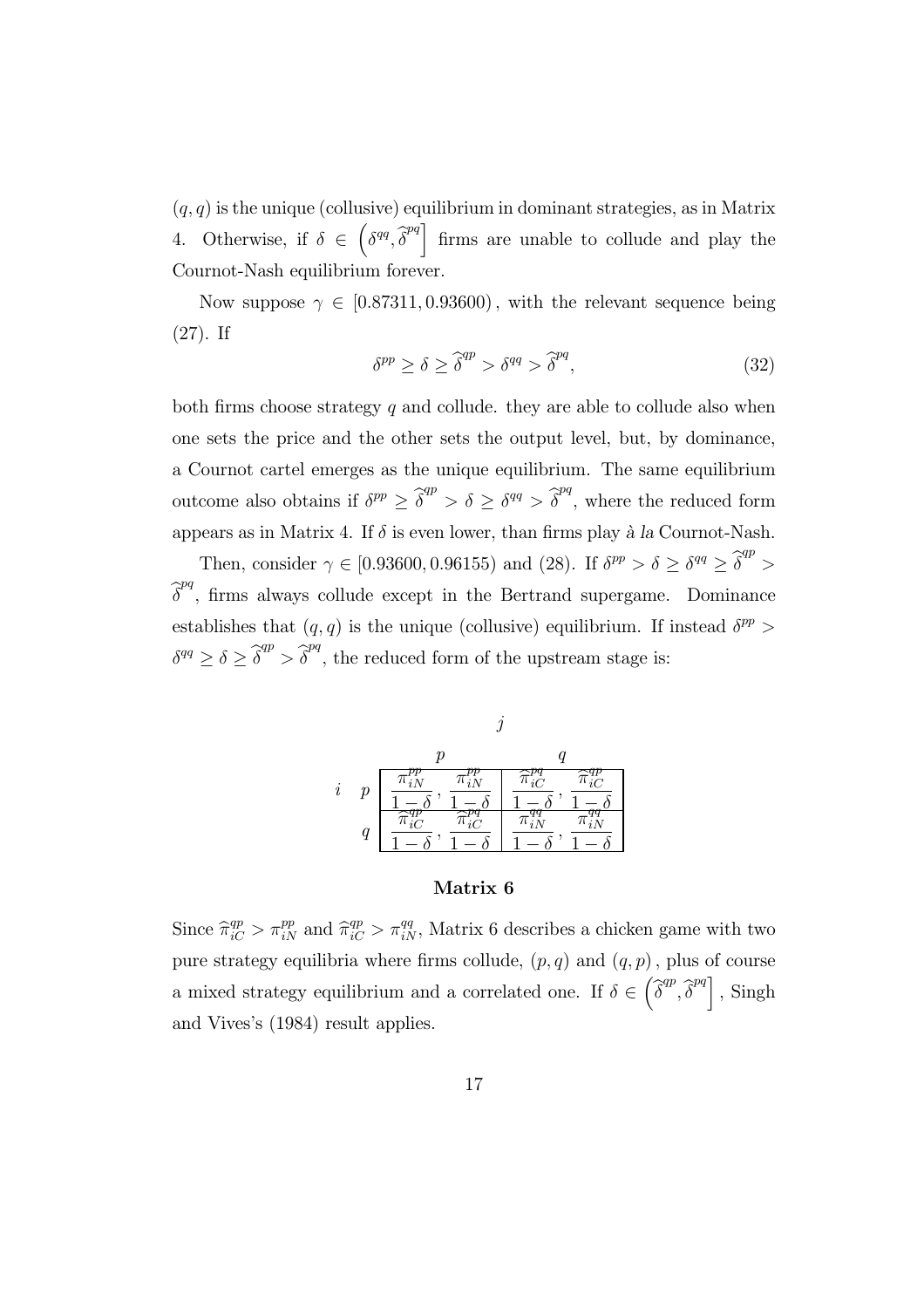$(q,q)$ is the unique (collusive) equilibrium in dominant strategies, as in Matrix 4. Otherwise, if $\delta \in \left(\delta^{qq}, \widehat{\delta}^{pq}\right]$ firms are unable to collude and play the Cournot-Nash equilibrium forever.

Now suppose $\gamma \in [0.87311, 0.93600)$, with the relevant sequence being (27). If

$$\delta^{pp} \geq \delta \geq \widehat{\delta}^{qp} > \delta^{qq} > \widehat{\delta}^{pq}, \tag{32}$$

both firms choose strategy $q$ and collude. they are able to collude also when one sets the price and the other sets the output level, but, by dominance, a Cournot cartel emerges as the unique equilibrium. The same equilibrium outcome also obtains if $\delta^{pp} \geq \widehat{\delta}^{qp} > \delta \geq \delta^{qq} > \widehat{\delta}^{pq}$, where the reduced form appears as in Matrix 4. If $\delta$ is even lower, than firms play *à la* Cournot-Nash.

Then, consider $\gamma \in [0.93600, 0.96155)$ and (28). If $\delta^{pp} > \delta \geq \delta^{qq} \geq \widehat{\delta}^{qp} > \widehat{\delta}^{pq}$, firms always collude except in the Bertrand supergame. Dominance establishes that $(q,q)$ is the unique (collusive) equilibrium. If instead $\delta^{pp} > \delta^{qq} \geq \delta \geq \widehat{\delta}^{qp} > \widehat{\delta}^{pq}$, the reduced form of the upstream stage is:

| $i$ \ $j$ | $p$ | $q$ |
|---|---|---|
| $p$ | $\dfrac{\pi^{pp}_{iN}}{1-\delta}, \dfrac{\pi^{pp}_{iN}}{1-\delta}$ | $\dfrac{\widehat{\pi}^{pq}_{iC}}{1-\delta}, \dfrac{\widehat{\pi}^{qp}_{iC}}{1-\delta}$ |
| $q$ | $\dfrac{\widehat{\pi}^{qp}_{iC}}{1-\delta}, \dfrac{\widehat{\pi}^{pq}_{iC}}{1-\delta}$ | $\dfrac{\pi^{qq}_{iN}}{1-\delta}, \dfrac{\pi^{qq}_{iN}}{1-\delta}$ |

**Matrix 6**

Since $\widehat{\pi}^{qp}_{iC} > \pi^{pp}_{iN}$ and $\widehat{\pi}^{qp}_{iC} > \pi^{qq}_{iN}$, Matrix 6 describes a chicken game with two pure strategy equilibria where firms collude, $(p,q)$ and $(q,p)$, plus of course a mixed strategy equilibrium and a correlated one. If $\delta \in \left(\widehat{\delta}^{qp}, \widehat{\delta}^{pq}\right]$, Singh and Vives's (1984) result applies.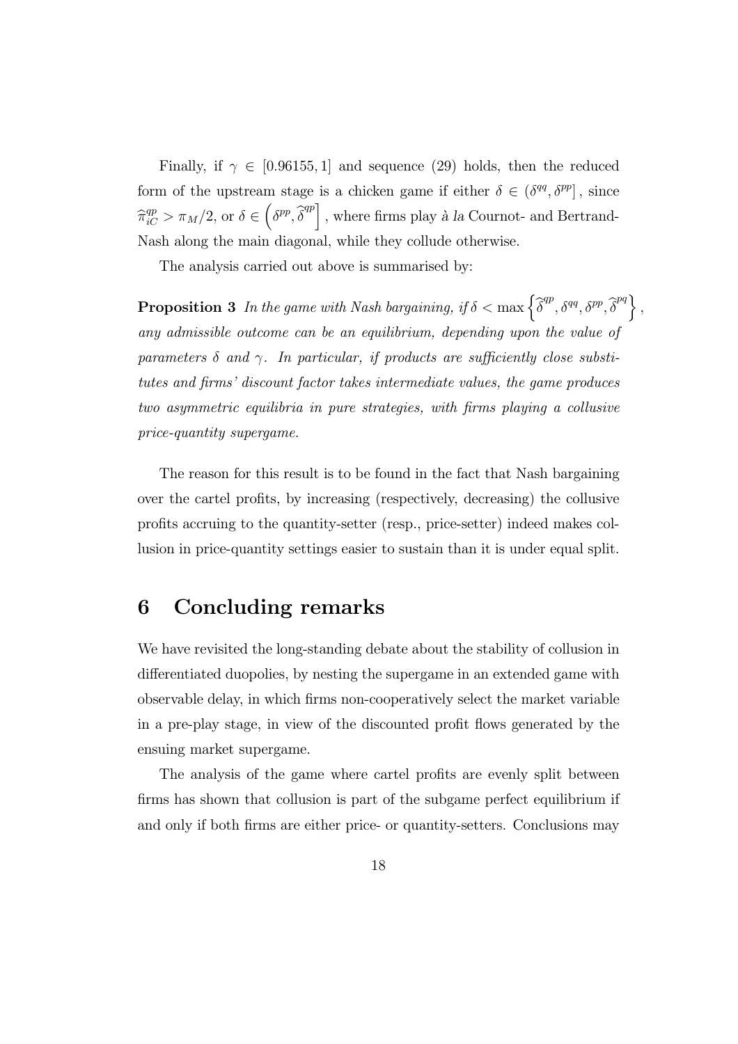Finally, if $\gamma \in [0.96155, 1]$ and sequence (29) holds, then the reduced form of the upstream stage is a chicken game if either $\delta \in (\delta^{qq}, \delta^{pp}]$, since $\widehat{\pi}_{iC}^{qp} > \pi_M/2$, or $\delta \in \left(\delta^{pp}, \widehat{\delta}^{qp}\right]$, where firms play *à la* Cournot- and Bertrand-Nash along the main diagonal, while they collude otherwise.

The analysis carried out above is summarised by:

**Proposition 3** *In the game with Nash bargaining, if* $\delta < \max\left\{\widehat{\delta}^{qp}, \delta^{qq}, \delta^{pp}, \widehat{\delta}^{pq}\right\}$, *any admissible outcome can be an equilibrium, depending upon the value of parameters* $\delta$ *and* $\gamma$. *In particular, if products are sufficiently close substitutes and firms' discount factor takes intermediate values, the game produces two asymmetric equilibria in pure strategies, with firms playing a collusive price-quantity supergame.*

The reason for this result is to be found in the fact that Nash bargaining over the cartel profits, by increasing (respectively, decreasing) the collusive profits accruing to the quantity-setter (resp., price-setter) indeed makes collusion in price-quantity settings easier to sustain than it is under equal split.

# 6 Concluding remarks

We have revisited the long-standing debate about the stability of collusion in differentiated duopolies, by nesting the supergame in an extended game with observable delay, in which firms non-cooperatively select the market variable in a pre-play stage, in view of the discounted profit flows generated by the ensuing market supergame.

The analysis of the game where cartel profits are evenly split between firms has shown that collusion is part of the subgame perfect equilibrium if and only if both firms are either price- or quantity-setters. Conclusions may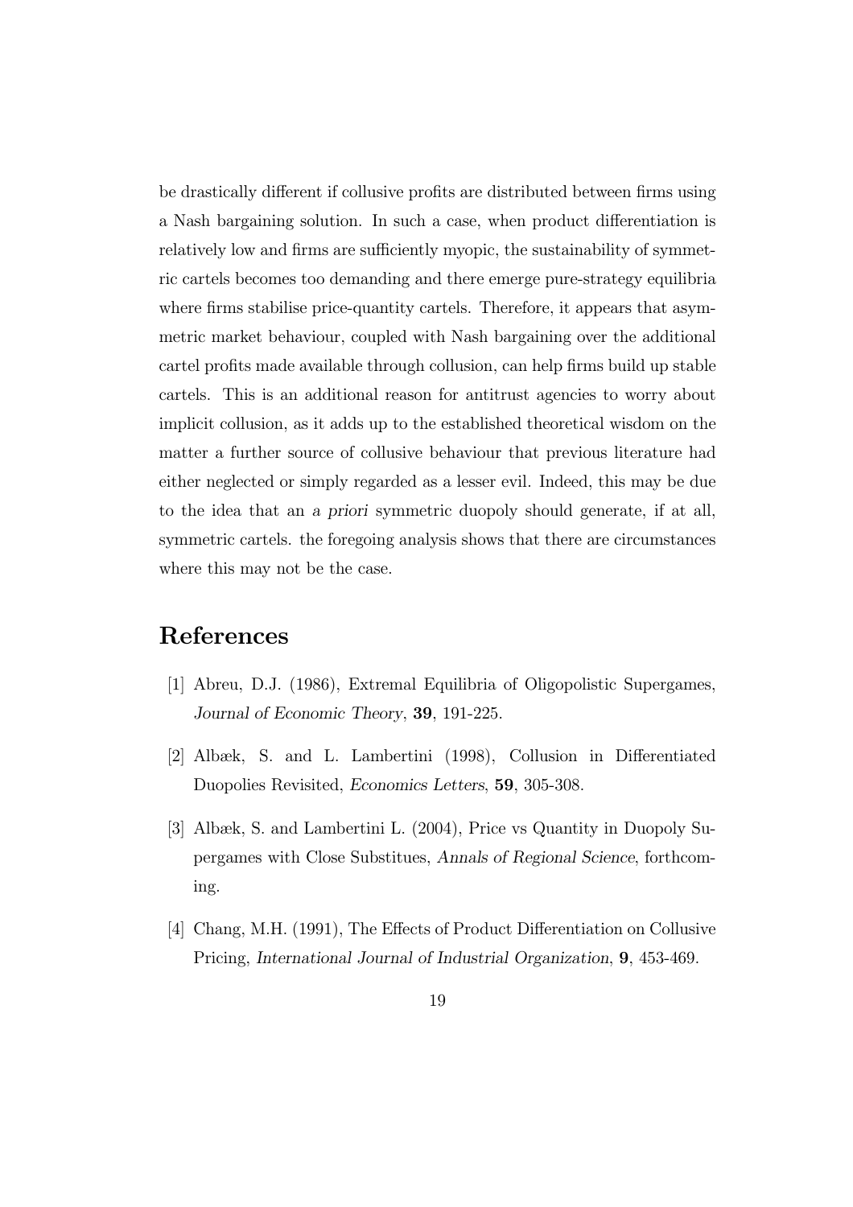be drastically different if collusive profits are distributed between firms using a Nash bargaining solution. In such a case, when product differentiation is relatively low and firms are sufficiently myopic, the sustainability of symmetric cartels becomes too demanding and there emerge pure-strategy equilibria where firms stabilise price-quantity cartels. Therefore, it appears that asymmetric market behaviour, coupled with Nash bargaining over the additional cartel profits made available through collusion, can help firms build up stable cartels. This is an additional reason for antitrust agencies to worry about implicit collusion, as it adds up to the established theoretical wisdom on the matter a further source of collusive behaviour that previous literature had either neglected or simply regarded as a lesser evil. Indeed, this may be due to the idea that an *a priori* symmetric duopoly should generate, if at all, symmetric cartels. the foregoing analysis shows that there are circumstances where this may not be the case.

# References

[1] Abreu, D.J. (1986), Extremal Equilibria of Oligopolistic Supergames, *Journal of Economic Theory*, **39**, 191-225.

[2] Albæk, S. and L. Lambertini (1998), Collusion in Differentiated Duopolies Revisited, *Economics Letters*, **59**, 305-308.

[3] Albæk, S. and Lambertini L. (2004), Price vs Quantity in Duopoly Supergames with Close Substitues, *Annals of Regional Science*, forthcoming.

[4] Chang, M.H. (1991), The Effects of Product Differentiation on Collusive Pricing, *International Journal of Industrial Organization*, **9**, 453-469.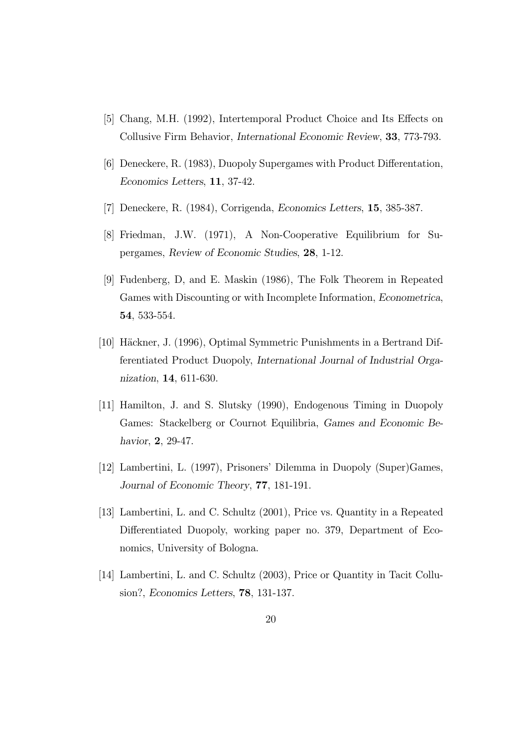[5] Chang, M.H. (1992), Intertemporal Product Choice and Its Effects on Collusive Firm Behavior, *International Economic Review*, **33**, 773-793.

[6] Deneckere, R. (1983), Duopoly Supergames with Product Differentation, *Economics Letters*, **11**, 37-42.

[7] Deneckere, R. (1984), Corrigenda, *Economics Letters*, **15**, 385-387.

[8] Friedman, J.W. (1971), A Non-Cooperative Equilibrium for Supergames, *Review of Economic Studies*, **28**, 1-12.

[9] Fudenberg, D, and E. Maskin (1986), The Folk Theorem in Repeated Games with Discounting or with Incomplete Information, *Econometrica*, **54**, 533-554.

[10] Häckner, J. (1996), Optimal Symmetric Punishments in a Bertrand Differentiated Product Duopoly, *International Journal of Industrial Organization*, **14**, 611-630.

[11] Hamilton, J. and S. Slutsky (1990), Endogenous Timing in Duopoly Games: Stackelberg or Cournot Equilibria, *Games and Economic Behavior*, **2**, 29-47.

[12] Lambertini, L. (1997), Prisoners' Dilemma in Duopoly (Super)Games, *Journal of Economic Theory*, **77**, 181-191.

[13] Lambertini, L. and C. Schultz (2001), Price vs. Quantity in a Repeated Differentiated Duopoly, working paper no. 379, Department of Economics, University of Bologna.

[14] Lambertini, L. and C. Schultz (2003), Price or Quantity in Tacit Collusion?, *Economics Letters*, **78**, 131-137.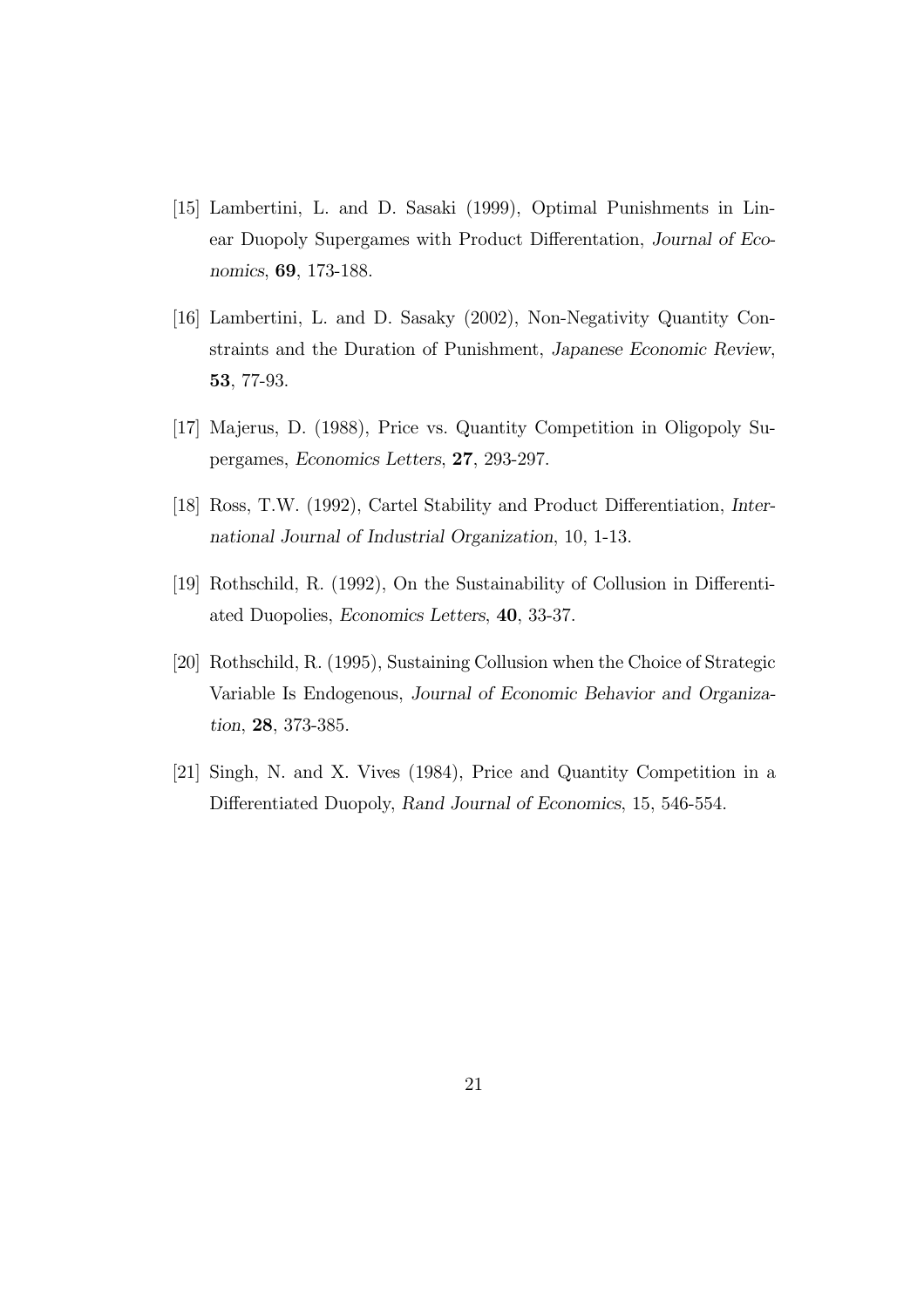[15] Lambertini, L. and D. Sasaki (1999), Optimal Punishments in Linear Duopoly Supergames with Product Differentation, *Journal of Economics*, **69**, 173-188.

[16] Lambertini, L. and D. Sasaky (2002), Non-Negativity Quantity Constraints and the Duration of Punishment, *Japanese Economic Review*, **53**, 77-93.

[17] Majerus, D. (1988), Price vs. Quantity Competition in Oligopoly Supergames, *Economics Letters*, **27**, 293-297.

[18] Ross, T.W. (1992), Cartel Stability and Product Differentiation, *International Journal of Industrial Organization*, 10, 1-13.

[19] Rothschild, R. (1992), On the Sustainability of Collusion in Differentiated Duopolies, *Economics Letters*, **40**, 33-37.

[20] Rothschild, R. (1995), Sustaining Collusion when the Choice of Strategic Variable Is Endogenous, *Journal of Economic Behavior and Organization*, **28**, 373-385.

[21] Singh, N. and X. Vives (1984), Price and Quantity Competition in a Differentiated Duopoly, *Rand Journal of Economics*, 15, 546-554.